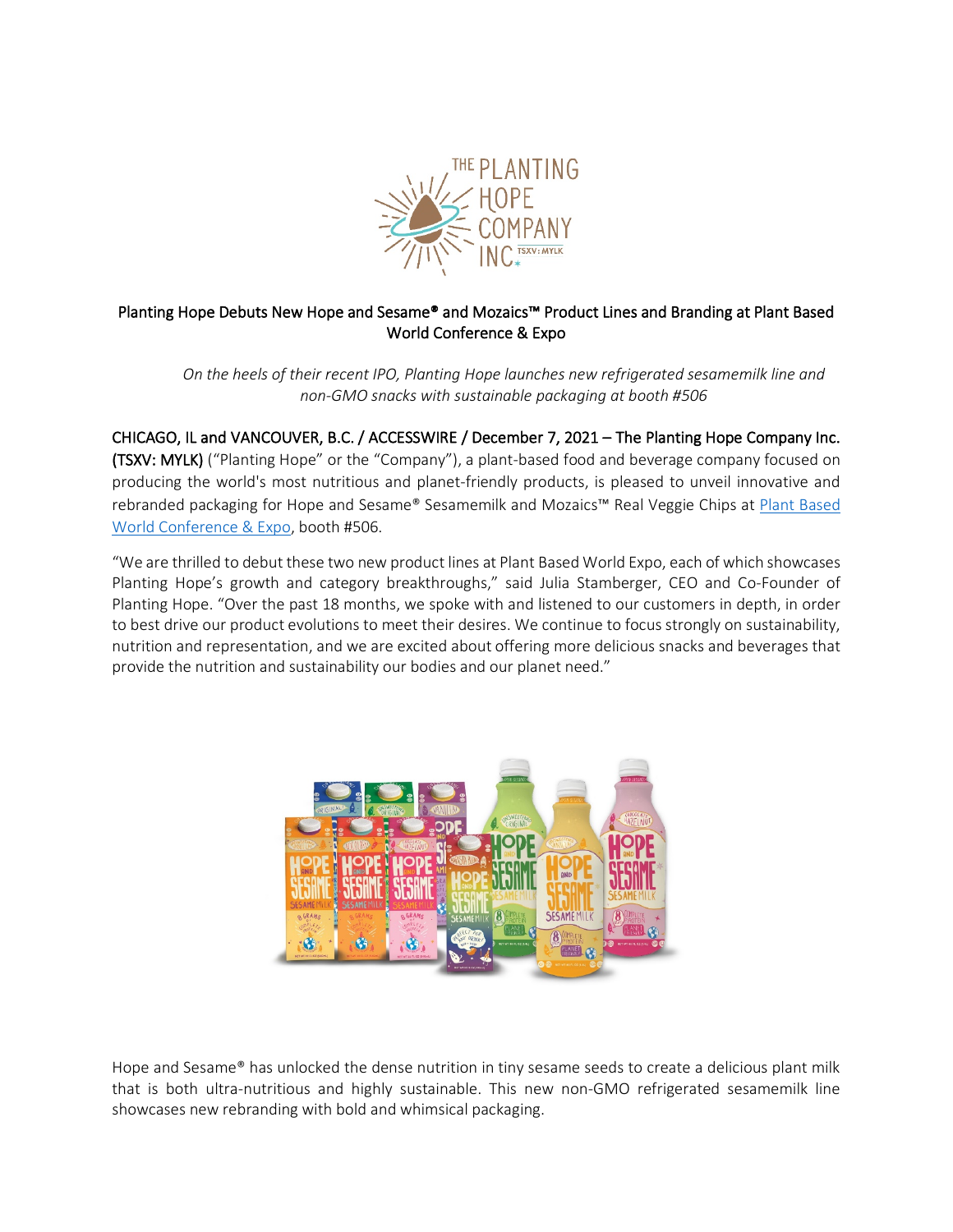# Planting Hope Debuts New Hope and Sesame® and Mozaics™ Product Lines and Branding at Plant Based World Conference & Expo

*On the heels of their recent IPO, Planting Hope launches new refrigerated sesamemilk line and non-GMO snacks with sustainable packaging at booth #506*

**CHICAGO, IL and VANCOUVER, B.C. / ACCESSWIRE / December 7, 2021 – The Planting Hope Company Inc. (TSXV: MYLK)** ("Planting Hope" or the "Company"), a plant-based food and beverage company focused on producing the world's most nutritious and planet-friendly products, is pleased to unveil innovative and rebranded packaging for Hope and Sesame® Sesamemilk and Mozaics™ Real Veggie Chips at Plant Based World Conference & Expo, booth #506.

"We are thrilled to debut these two new product lines at Plant Based World Expo, each of which showcases Planting Hope's growth and category breakthroughs," said Julia Stamberger, CEO and Co-Founder of Planting Hope. "Over the past 18 months, we spoke with and listened to our customers in depth, in order to best drive our product evolutions to meet their desires. We continue to focus strongly on sustainability, nutrition and representation, and we are excited about offering more delicious snacks and beverages that provide the nutrition and sustainability our bodies and our planet need."

Hope and Sesame® has unlocked the dense nutrition in tiny sesame seeds to create a delicious plant milk that is both ultra-nutritious and highly sustainable. This new non-GMO refrigerated sesamemilk line showcases new rebranding with bold and whimsical packaging.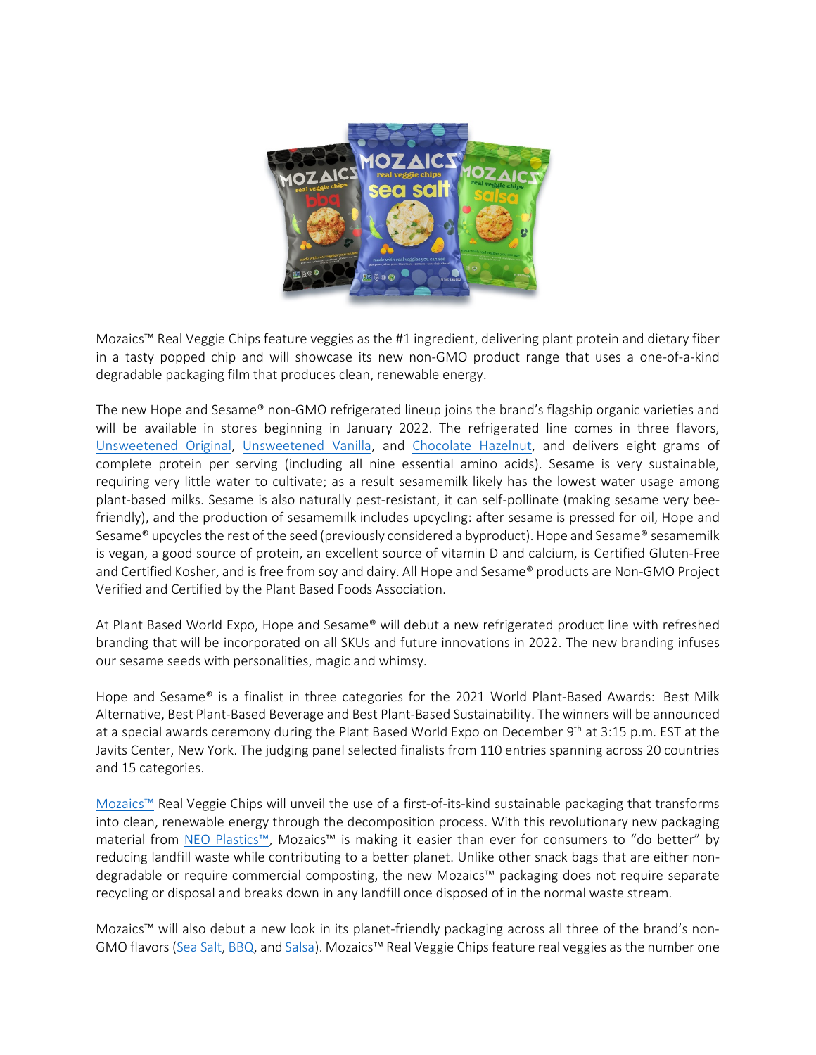Mozaics™ Real Veggie Chips feature veggies as the #1 ingredient, delivering plant protein and dietary fiber in a tasty popped chip and will showcase its new non-GMO product range that uses a one-of-a-kind degradable packaging film that produces clean, renewable energy.

The new Hope and Sesame® non-GMO refrigerated lineup joins the brand's flagship organic varieties and will be available in stores beginning in January 2022. The refrigerated line comes in three flavors, Unsweetened Original, Unsweetened Vanilla, and Chocolate Hazelnut, and delivers eight grams of complete protein per serving (including all nine essential amino acids). Sesame is very sustainable, requiring very little water to cultivate; as a result sesamemilk likely has the lowest water usage among plant-based milks. Sesame is also naturally pest-resistant, it can self-pollinate (making sesame very bee-friendly), and the production of sesamemilk includes upcycling: after sesame is pressed for oil, Hope and Sesame® upcycles the rest of the seed (previously considered a byproduct). Hope and Sesame® sesamemilk is vegan, a good source of protein, an excellent source of vitamin D and calcium, is Certified Gluten-Free and Certified Kosher, and is free from soy and dairy. All Hope and Sesame® products are Non-GMO Project Verified and Certified by the Plant Based Foods Association.

At Plant Based World Expo, Hope and Sesame® will debut a new refrigerated product line with refreshed branding that will be incorporated on all SKUs and future innovations in 2022. The new branding infuses our sesame seeds with personalities, magic and whimsy.

Hope and Sesame® is a finalist in three categories for the 2021 World Plant-Based Awards: Best Milk Alternative, Best Plant-Based Beverage and Best Plant-Based Sustainability. The winners will be announced at a special awards ceremony during the Plant Based World Expo on December 9th at 3:15 p.m. EST at the Javits Center, New York. The judging panel selected finalists from 110 entries spanning across 20 countries and 15 categories.

Mozaics™ Real Veggie Chips will unveil the use of a first-of-its-kind sustainable packaging that transforms into clean, renewable energy through the decomposition process. With this revolutionary new packaging material from NEO Plastics™, Mozaics™ is making it easier than ever for consumers to "do better" by reducing landfill waste while contributing to a better planet. Unlike other snack bags that are either non-degradable or require commercial composting, the new Mozaics™ packaging does not require separate recycling or disposal and breaks down in any landfill once disposed of in the normal waste stream.

Mozaics™ will also debut a new look in its planet-friendly packaging across all three of the brand's non-GMO flavors (Sea Salt, BBQ, and Salsa). Mozaics™ Real Veggie Chips feature real veggies as the number one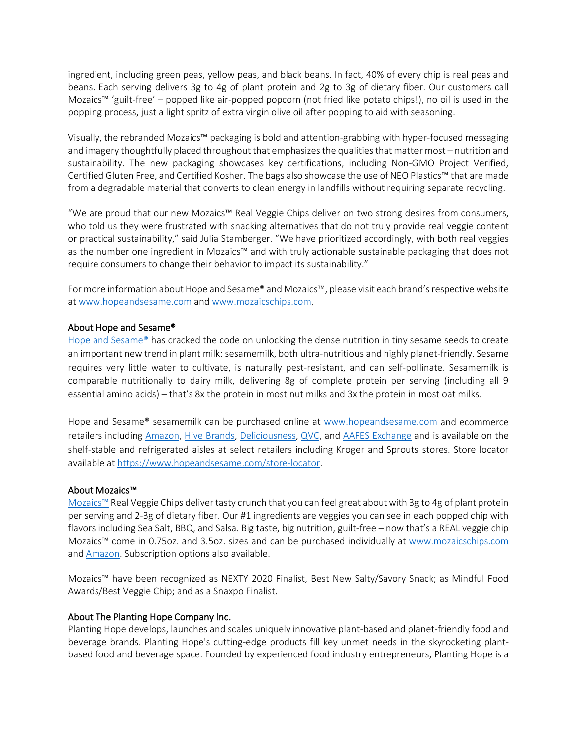ingredient, including green peas, yellow peas, and black beans. In fact, 40% of every chip is real peas and beans. Each serving delivers 3g to 4g of plant protein and 2g to 3g of dietary fiber. Our customers call Mozaics™ 'guilt-free' – popped like air-popped popcorn (not fried like potato chips!), no oil is used in the popping process, just a light spritz of extra virgin olive oil after popping to aid with seasoning.

Visually, the rebranded Mozaics™ packaging is bold and attention-grabbing with hyper-focused messaging and imagery thoughtfully placed throughout that emphasizes the qualities that matter most – nutrition and sustainability. The new packaging showcases key certifications, including Non-GMO Project Verified, Certified Gluten Free, and Certified Kosher. The bags also showcase the use of NEO Plastics™ that are made from a degradable material that converts to clean energy in landfills without requiring separate recycling.

"We are proud that our new Mozaics™ Real Veggie Chips deliver on two strong desires from consumers, who told us they were frustrated with snacking alternatives that do not truly provide real veggie content or practical sustainability," said Julia Stamberger. "We have prioritized accordingly, with both real veggies as the number one ingredient in Mozaics™ and with truly actionable sustainable packaging that does not require consumers to change their behavior to impact its sustainability."

For more information about Hope and Sesame® and Mozaics™, please visit each brand's respective website at [www.hopeandsesame.com](www.hopeandsesame.com) and [www.mozaicschips.com](www.mozaicschips.com).

### About Hope and Sesame®

[Hope and Sesame®](Hope and Sesame®) has cracked the code on unlocking the dense nutrition in tiny sesame seeds to create an important new trend in plant milk: sesamemilk, both ultra-nutritious and highly planet-friendly. Sesame requires very little water to cultivate, is naturally pest-resistant, and can self-pollinate. Sesamemilk is comparable nutritionally to dairy milk, delivering 8g of complete protein per serving (including all 9 essential amino acids) – that's 8x the protein in most nut milks and 3x the protein in most oat milks.

Hope and Sesame® sesamemilk can be purchased online at [www.hopeandsesame.com](www.hopeandsesame.com) and ecommerce retailers including Amazon, Hive Brands, Deliciousness, QVC, and AAFES Exchange and is available on the shelf-stable and refrigerated aisles at select retailers including Kroger and Sprouts stores. Store locator available at [https://www.hopeandsesame.com/store-locator](https://www.hopeandsesame.com/store-locator).

### About Mozaics™

Mozaics™ Real Veggie Chips deliver tasty crunch that you can feel great about with 3g to 4g of plant protein per serving and 2-3g of dietary fiber. Our #1 ingredients are veggies you can see in each popped chip with flavors including Sea Salt, BBQ, and Salsa. Big taste, big nutrition, guilt-free – now that's a REAL veggie chip Mozaics™ come in 0.75oz. and 3.5oz. sizes and can be purchased individually at [www.mozaicschips.com](www.mozaicschips.com) and Amazon. Subscription options also available.

Mozaics™ have been recognized as NEXTY 2020 Finalist, Best New Salty/Savory Snack; as Mindful Food Awards/Best Veggie Chip; and as a Snaxpo Finalist.

### About The Planting Hope Company Inc.

Planting Hope develops, launches and scales uniquely innovative plant-based and planet-friendly food and beverage brands. Planting Hope's cutting-edge products fill key unmet needs in the skyrocketing plant-based food and beverage space. Founded by experienced food industry entrepreneurs, Planting Hope is a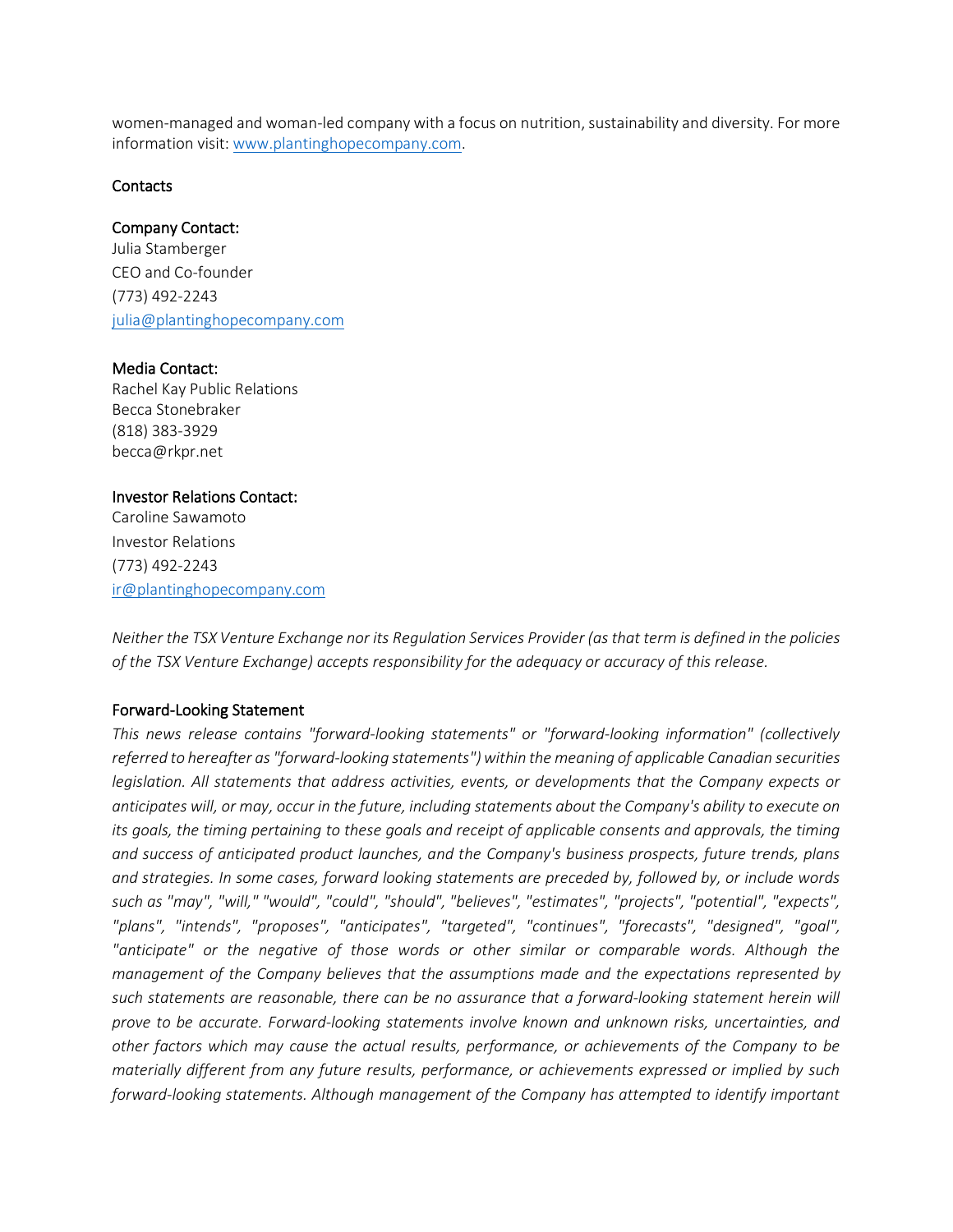women-managed and woman-led company with a focus on nutrition, sustainability and diversity. For more information visit: [www.plantinghopecompany.com](http://www.plantinghopecompany.com).

## Contacts

**Company Contact:**
Julia Stamberger
CEO and Co-founder
(773) 492-2243
[julia@plantinghopecompany.com](mailto:julia@plantinghopecompany.com)

**Media Contact:**
Rachel Kay Public Relations
Becca Stonebraker
(818) 383-3929
becca@rkpr.net

**Investor Relations Contact:**
Caroline Sawamoto
Investor Relations
(773) 492-2243
[ir@plantinghopecompany.com](mailto:ir@plantinghopecompany.com)

*Neither the TSX Venture Exchange nor its Regulation Services Provider (as that term is defined in the policies of the TSX Venture Exchange) accepts responsibility for the adequacy or accuracy of this release.*

## Forward-Looking Statement

*This news release contains "forward-looking statements" or "forward-looking information" (collectively referred to hereafter as "forward-looking statements") within the meaning of applicable Canadian securities legislation. All statements that address activities, events, or developments that the Company expects or anticipates will, or may, occur in the future, including statements about the Company's ability to execute on its goals, the timing pertaining to these goals and receipt of applicable consents and approvals, the timing and success of anticipated product launches, and the Company's business prospects, future trends, plans and strategies. In some cases, forward looking statements are preceded by, followed by, or include words such as "may", "will," "would", "could", "should", "believes", "estimates", "projects", "potential", "expects", "plans", "intends", "proposes", "anticipates", "targeted", "continues", "forecasts", "designed", "goal", "anticipate" or the negative of those words or other similar or comparable words. Although the management of the Company believes that the assumptions made and the expectations represented by such statements are reasonable, there can be no assurance that a forward-looking statement herein will prove to be accurate. Forward-looking statements involve known and unknown risks, uncertainties, and other factors which may cause the actual results, performance, or achievements of the Company to be materially different from any future results, performance, or achievements expressed or implied by such forward-looking statements. Although management of the Company has attempted to identify important*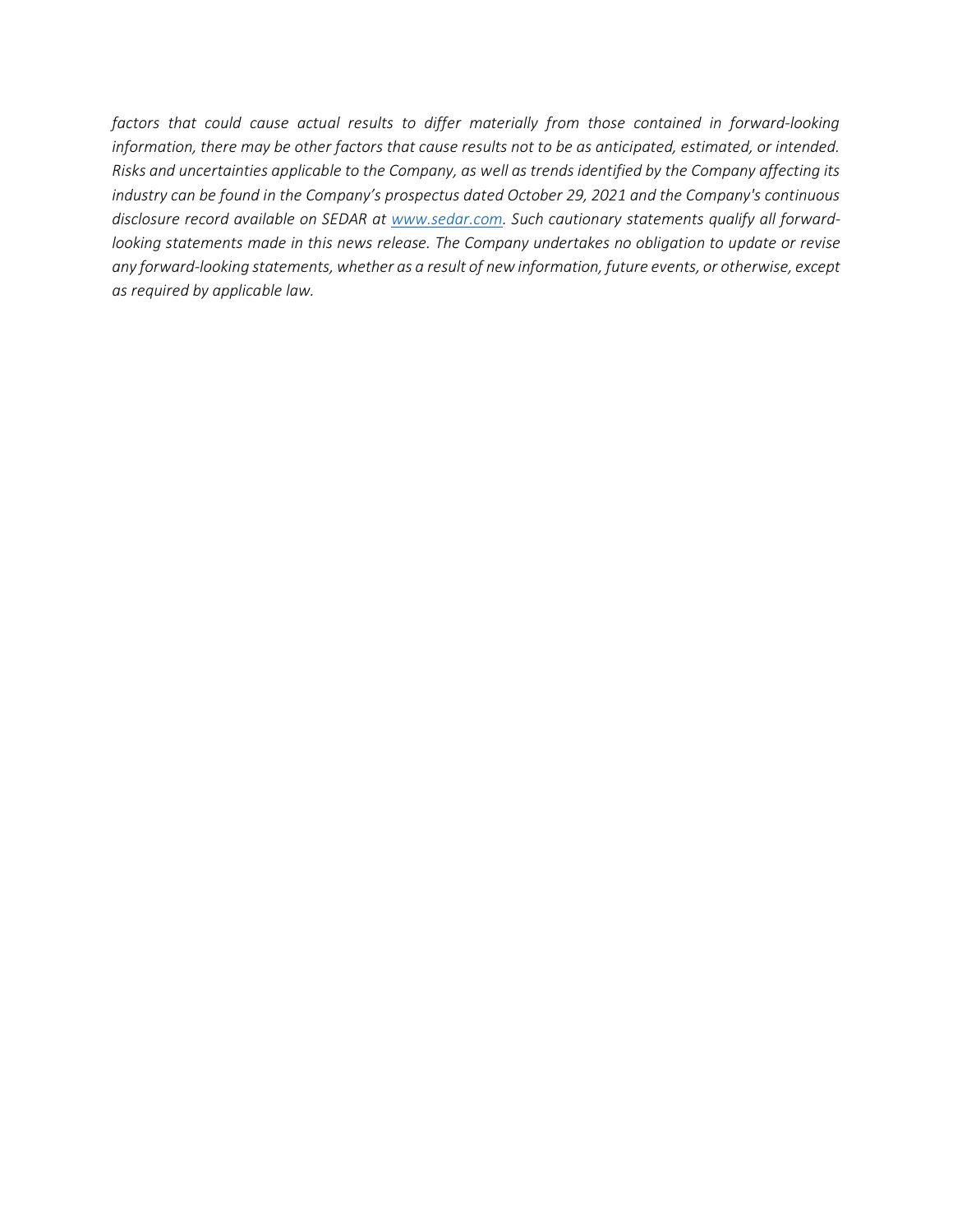*factors that could cause actual results to differ materially from those contained in forward-looking information, there may be other factors that cause results not to be as anticipated, estimated, or intended. Risks and uncertainties applicable to the Company, as well as trends identified by the Company affecting its industry can be found in the Company's prospectus dated October 29, 2021 and the Company's continuous disclosure record available on SEDAR at [www.sedar.com](http://www.sedar.com). Such cautionary statements qualify all forward-looking statements made in this news release. The Company undertakes no obligation to update or revise any forward-looking statements, whether as a result of new information, future events, or otherwise, except as required by applicable law.*